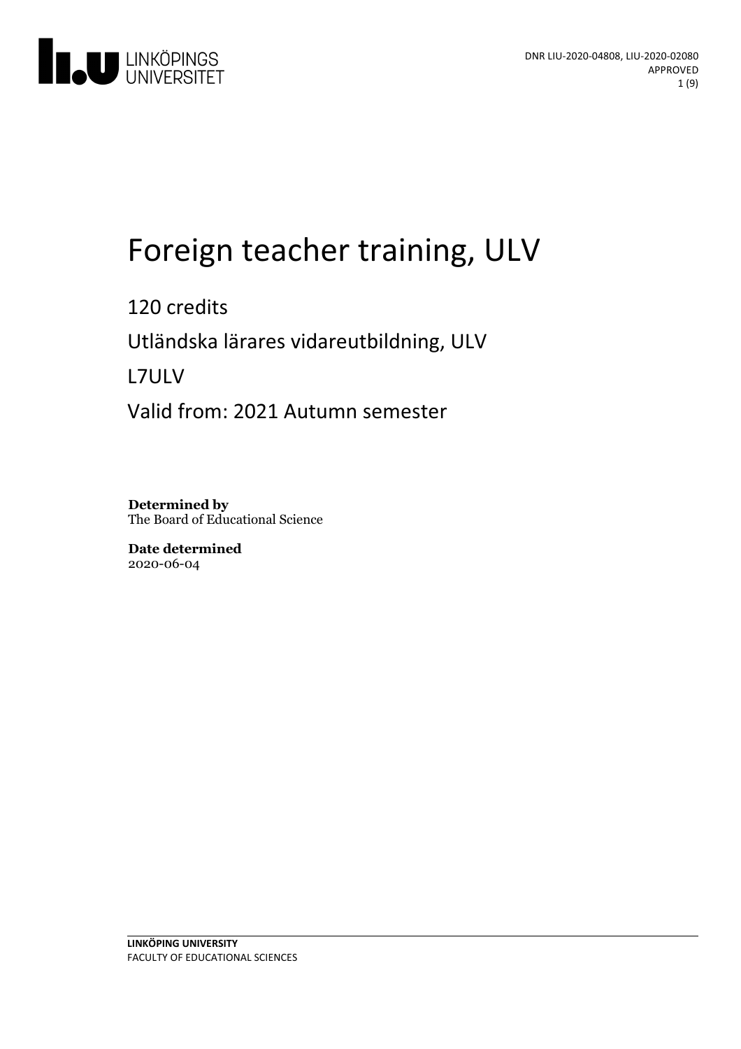DNR LIU-2020-04808, LIU-2020-02080
APPROVED

# Foreign teacher training, ULV

120 credits

Utländska lärares vidareutbildning, ULV

L7ULV

Valid from: 2021 Autumn semester

**Determined by**
The Board of Educational Science

**Date determined**
2020-06-04

**LINKÖPING UNIVERSITY**
FACULTY OF EDUCATIONAL SCIENCES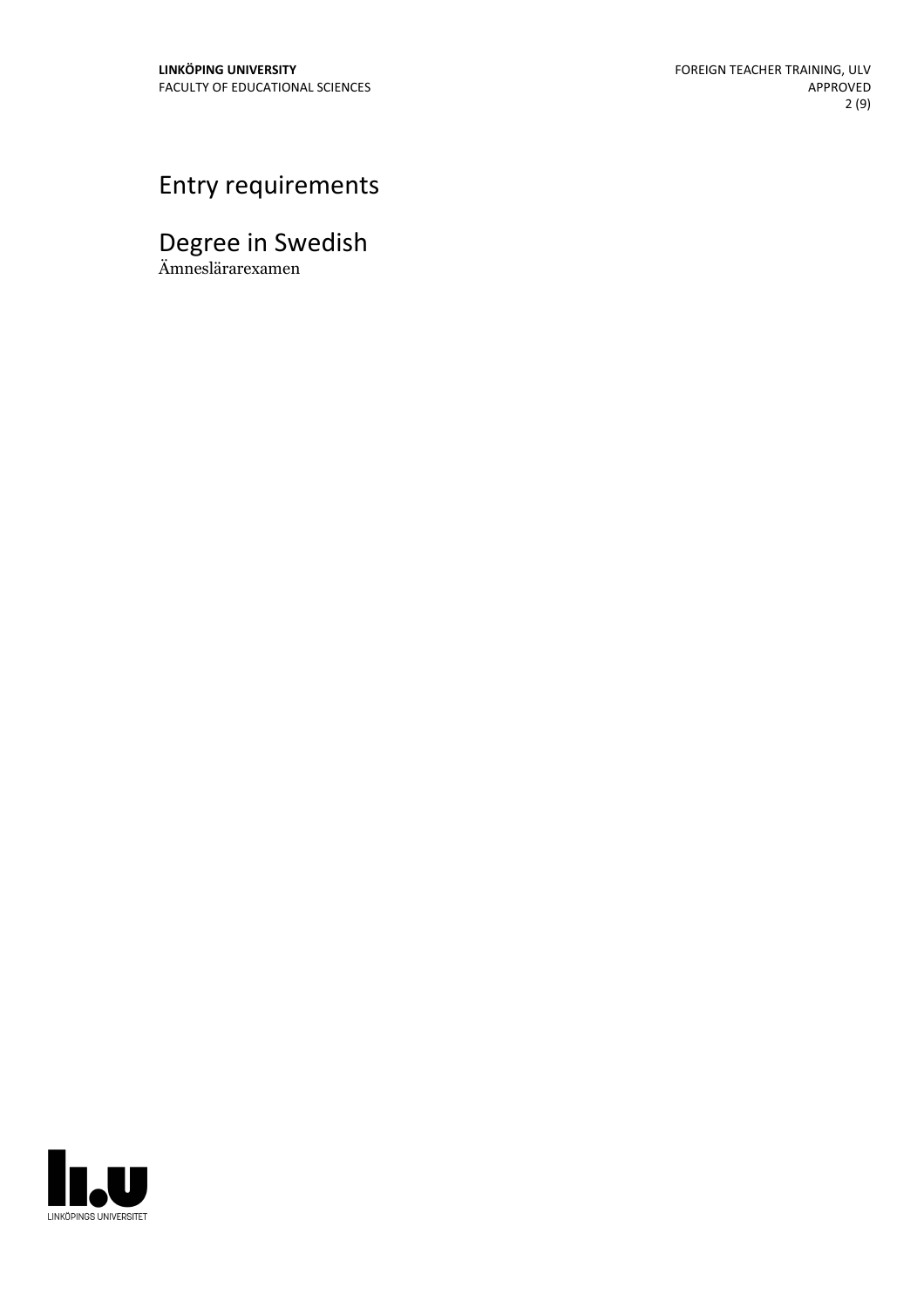# Entry requirements

## Degree in Swedish

Ämneslärarexamen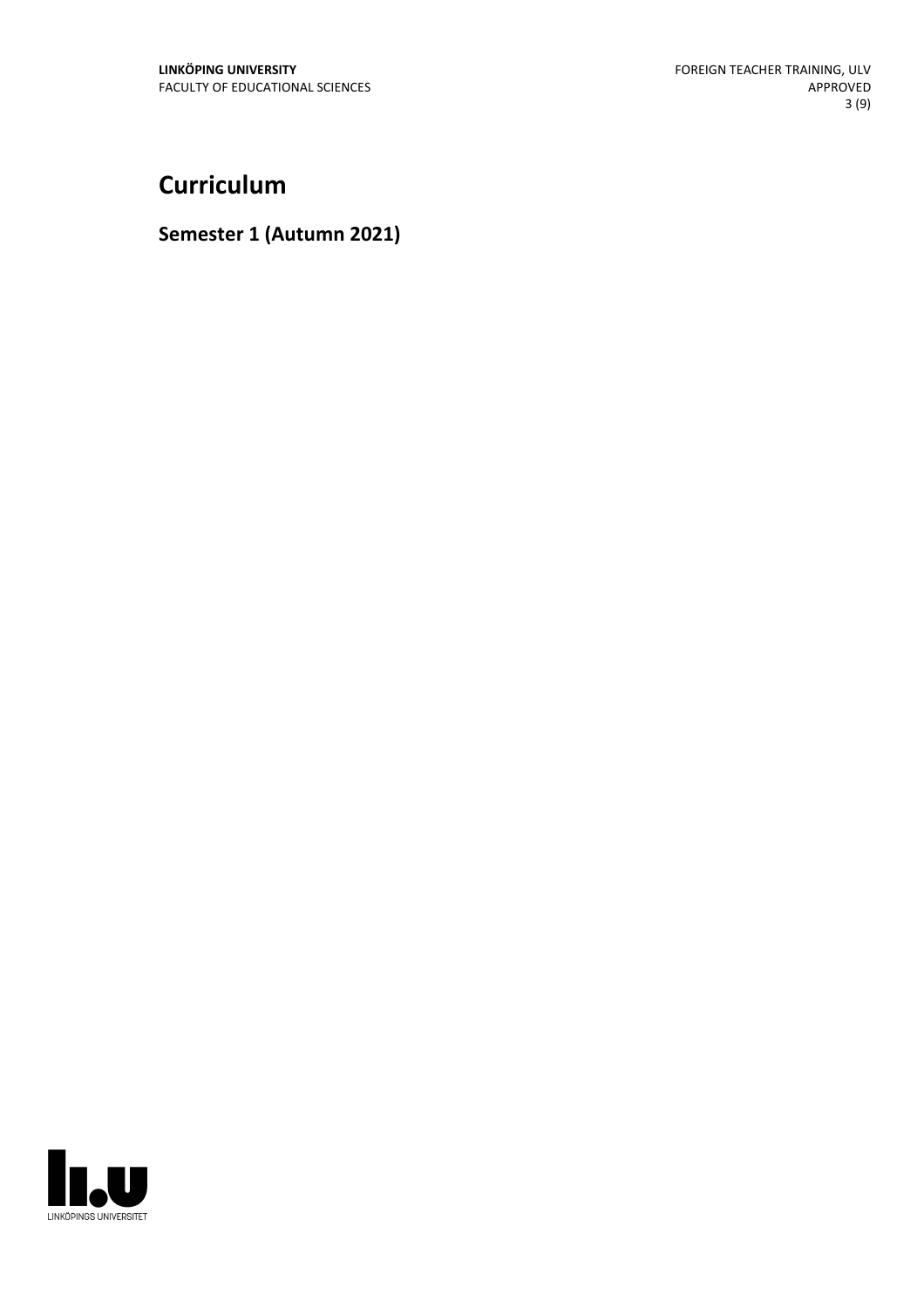# Curriculum

## Semester 1 (Autumn 2021)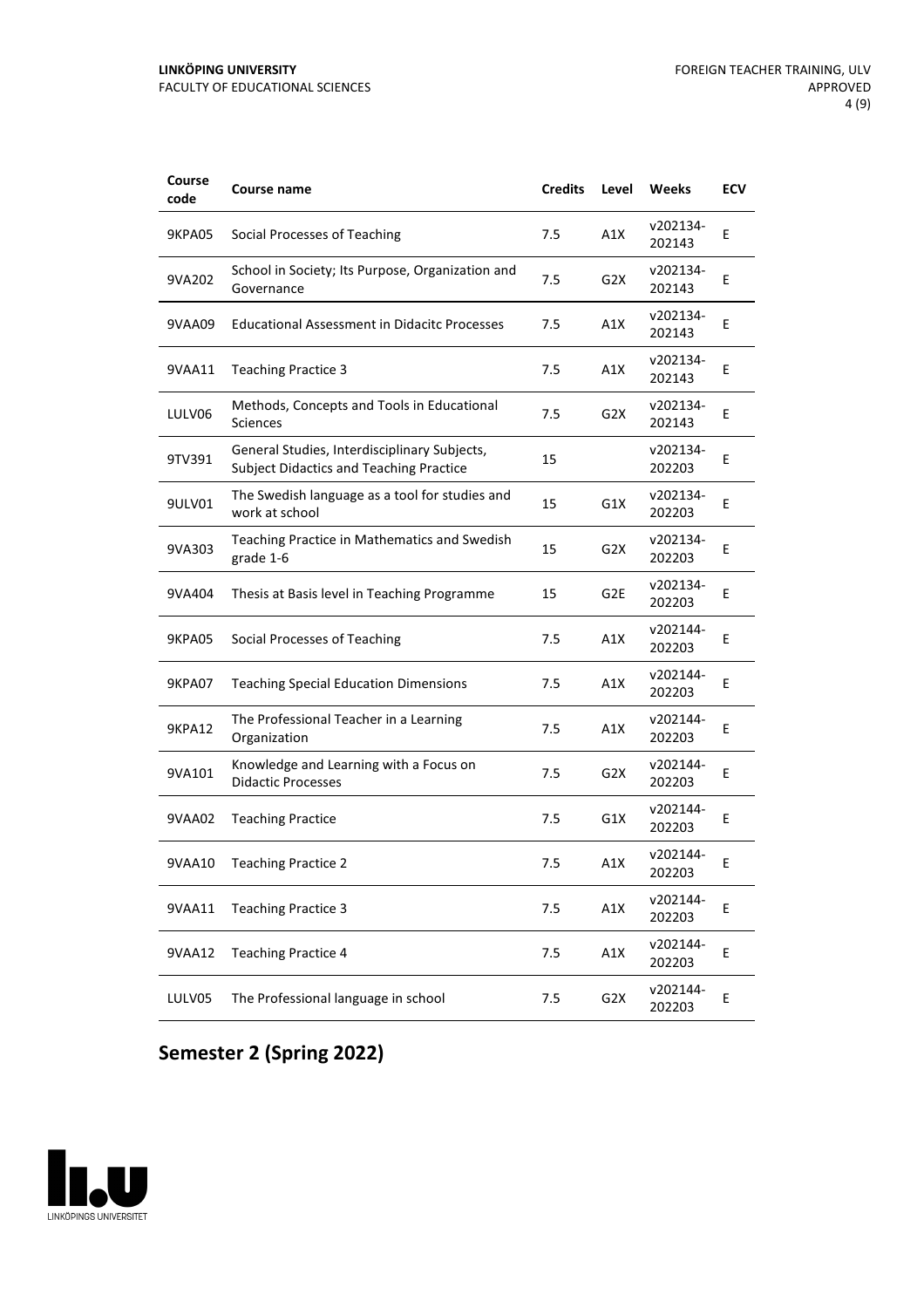| Course code | Course name | Credits | Level | Weeks | ECV |
|---|---|---|---|---|---|
| 9KPA05 | Social Processes of Teaching | 7.5 | A1X | v202134-202143 | E |
| 9VA202 | School in Society; Its Purpose, Organization and Governance | 7.5 | G2X | v202134-202143 | E |
| 9VAA09 | Educational Assessment in Didacitc Processes | 7.5 | A1X | v202134-202143 | E |
| 9VAA11 | Teaching Practice 3 | 7.5 | A1X | v202134-202143 | E |
| LULV06 | Methods, Concepts and Tools in Educational Sciences | 7.5 | G2X | v202134-202143 | E |
| 9TV391 | General Studies, Interdisciplinary Subjects, Subject Didactics and Teaching Practice | 15 | | v202134-202203 | E |
| 9ULV01 | The Swedish language as a tool for studies and work at school | 15 | G1X | v202134-202203 | E |
| 9VA303 | Teaching Practice in Mathematics and Swedish grade 1-6 | 15 | G2X | v202134-202203 | E |
| 9VA404 | Thesis at Basis level in Teaching Programme | 15 | G2E | v202134-202203 | E |
| 9KPA05 | Social Processes of Teaching | 7.5 | A1X | v202144-202203 | E |
| 9KPA07 | Teaching Special Education Dimensions | 7.5 | A1X | v202144-202203 | E |
| 9KPA12 | The Professional Teacher in a Learning Organization | 7.5 | A1X | v202144-202203 | E |
| 9VA101 | Knowledge and Learning with a Focus on Didactic Processes | 7.5 | G2X | v202144-202203 | E |
| 9VAA02 | Teaching Practice | 7.5 | G1X | v202144-202203 | E |
| 9VAA10 | Teaching Practice 2 | 7.5 | A1X | v202144-202203 | E |
| 9VAA11 | Teaching Practice 3 | 7.5 | A1X | v202144-202203 | E |
| 9VAA12 | Teaching Practice 4 | 7.5 | A1X | v202144-202203 | E |
| LULV05 | The Professional language in school | 7.5 | G2X | v202144-202203 | E |

## Semester 2 (Spring 2022)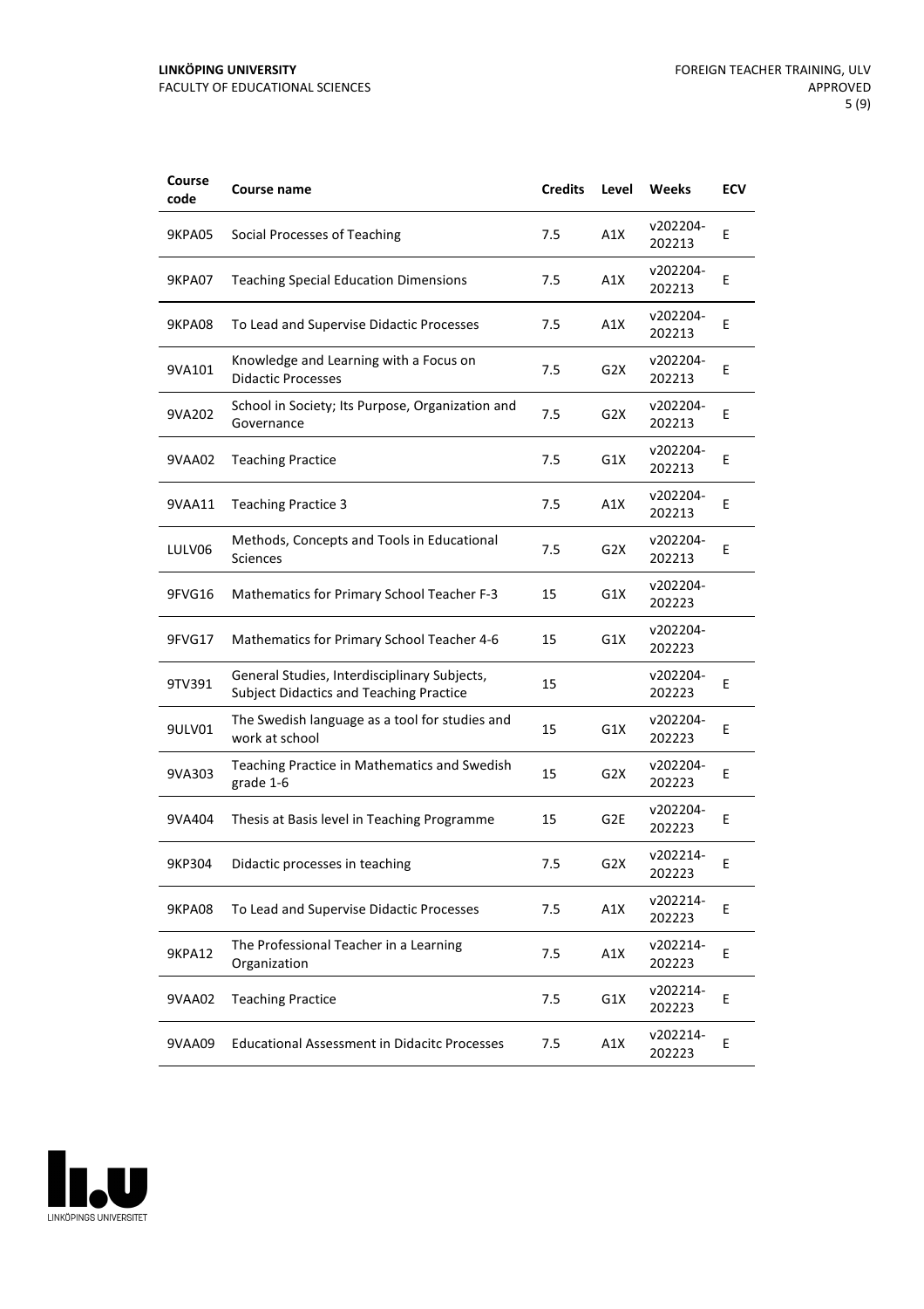| Course code | Course name | Credits | Level | Weeks | ECV |
|---|---|---|---|---|---|
| 9KPA05 | Social Processes of Teaching | 7.5 | A1X | v202204-202213 | E |
| 9KPA07 | Teaching Special Education Dimensions | 7.5 | A1X | v202204-202213 | E |
| 9KPA08 | To Lead and Supervise Didactic Processes | 7.5 | A1X | v202204-202213 | E |
| 9VA101 | Knowledge and Learning with a Focus on Didactic Processes | 7.5 | G2X | v202204-202213 | E |
| 9VA202 | School in Society; Its Purpose, Organization and Governance | 7.5 | G2X | v202204-202213 | E |
| 9VAA02 | Teaching Practice | 7.5 | G1X | v202204-202213 | E |
| 9VAA11 | Teaching Practice 3 | 7.5 | A1X | v202204-202213 | E |
| LULV06 | Methods, Concepts and Tools in Educational Sciences | 7.5 | G2X | v202204-202213 | E |
| 9FVG16 | Mathematics for Primary School Teacher F-3 | 15 | G1X | v202204-202223 | |
| 9FVG17 | Mathematics for Primary School Teacher 4-6 | 15 | G1X | v202204-202223 | |
| 9TV391 | General Studies, Interdisciplinary Subjects, Subject Didactics and Teaching Practice | 15 | | v202204-202223 | E |
| 9ULV01 | The Swedish language as a tool for studies and work at school | 15 | G1X | v202204-202223 | E |
| 9VA303 | Teaching Practice in Mathematics and Swedish grade 1-6 | 15 | G2X | v202204-202223 | E |
| 9VA404 | Thesis at Basis level in Teaching Programme | 15 | G2E | v202204-202223 | E |
| 9KP304 | Didactic processes in teaching | 7.5 | G2X | v202214-202223 | E |
| 9KPA08 | To Lead and Supervise Didactic Processes | 7.5 | A1X | v202214-202223 | E |
| 9KPA12 | The Professional Teacher in a Learning Organization | 7.5 | A1X | v202214-202223 | E |
| 9VAA02 | Teaching Practice | 7.5 | G1X | v202214-202223 | E |
| 9VAA09 | Educational Assessment in Didacitc Processes | 7.5 | A1X | v202214-202223 | E |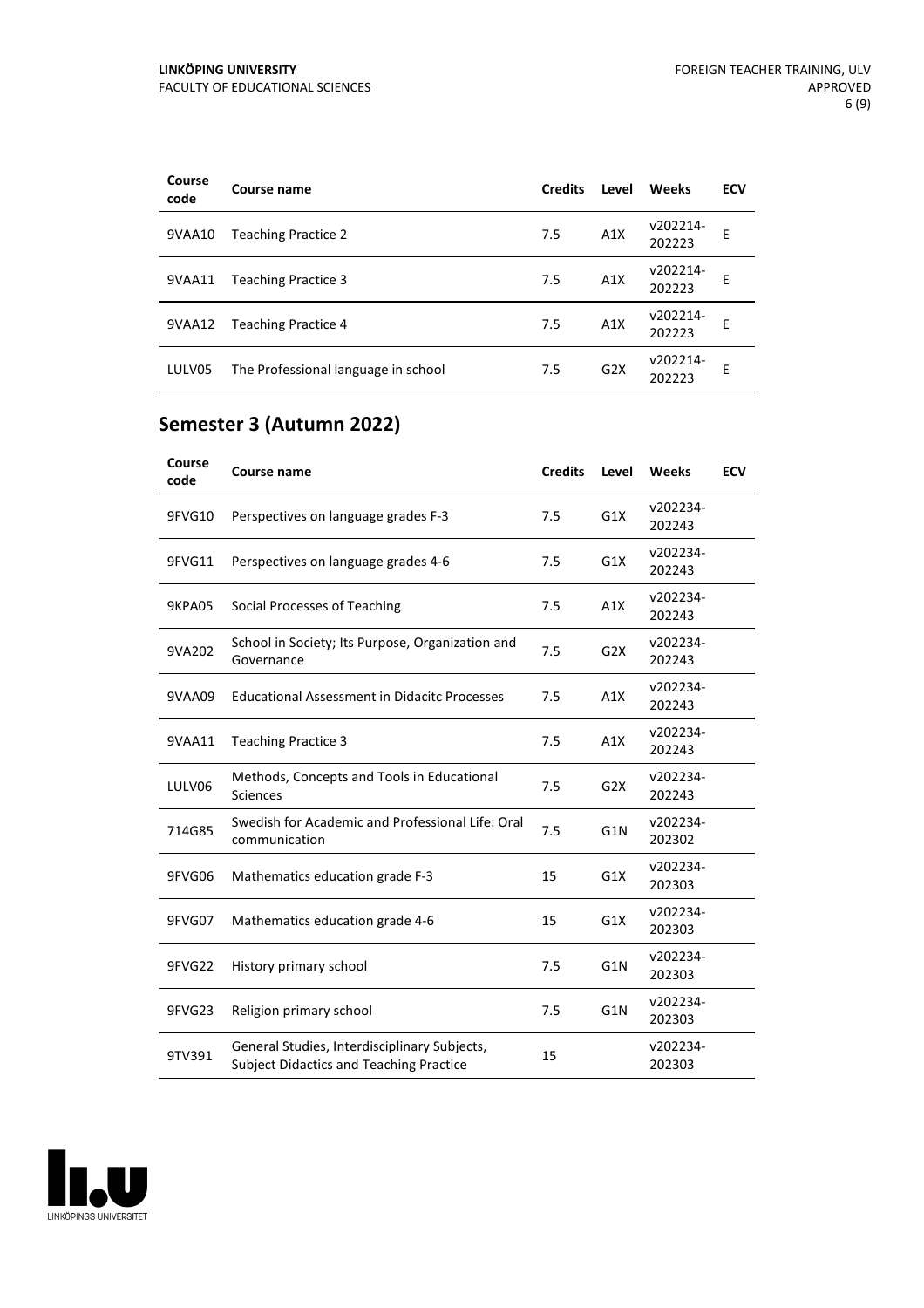| Course code | Course name | Credits | Level | Weeks | ECV |
|---|---|---|---|---|---|
| 9VAA10 | Teaching Practice 2 | 7.5 | A1X | v202214-202223 | E |
| 9VAA11 | Teaching Practice 3 | 7.5 | A1X | v202214-202223 | E |
| 9VAA12 | Teaching Practice 4 | 7.5 | A1X | v202214-202223 | E |
| LULV05 | The Professional language in school | 7.5 | G2X | v202214-202223 | E |

## Semester 3 (Autumn 2022)

| Course code | Course name | Credits | Level | Weeks | ECV |
|---|---|---|---|---|---|
| 9FVG10 | Perspectives on language grades F-3 | 7.5 | G1X | v202234-202243 | |
| 9FVG11 | Perspectives on language grades 4-6 | 7.5 | G1X | v202234-202243 | |
| 9KPA05 | Social Processes of Teaching | 7.5 | A1X | v202234-202243 | |
| 9VA202 | School in Society; Its Purpose, Organization and Governance | 7.5 | G2X | v202234-202243 | |
| 9VAA09 | Educational Assessment in Didacitc Processes | 7.5 | A1X | v202234-202243 | |
| 9VAA11 | Teaching Practice 3 | 7.5 | A1X | v202234-202243 | |
| LULV06 | Methods, Concepts and Tools in Educational Sciences | 7.5 | G2X | v202234-202243 | |
| 714G85 | Swedish for Academic and Professional Life: Oral communication | 7.5 | G1N | v202234-202302 | |
| 9FVG06 | Mathematics education grade F-3 | 15 | G1X | v202234-202303 | |
| 9FVG07 | Mathematics education grade 4-6 | 15 | G1X | v202234-202303 | |
| 9FVG22 | History primary school | 7.5 | G1N | v202234-202303 | |
| 9FVG23 | Religion primary school | 7.5 | G1N | v202234-202303 | |
| 9TV391 | General Studies, Interdisciplinary Subjects, Subject Didactics and Teaching Practice | 15 | | v202234-202303 | |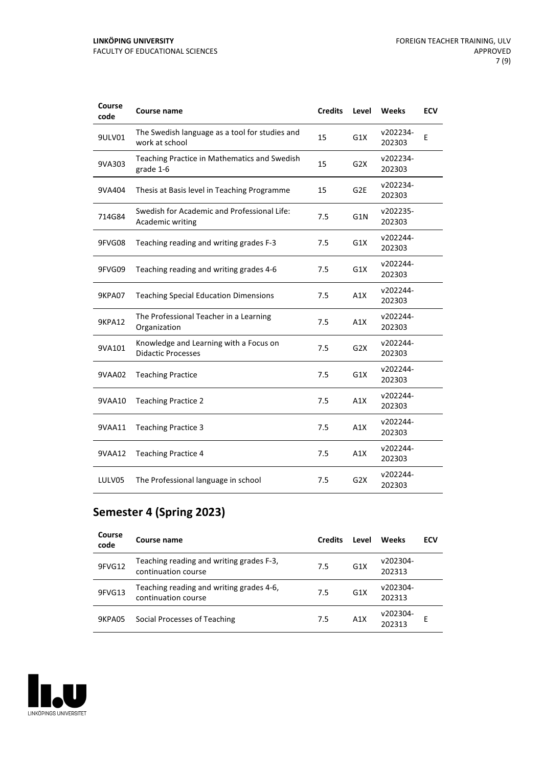| Course code | Course name | Credits | Level | Weeks | ECV |
| --- | --- | --- | --- | --- | --- |
| 9ULV01 | The Swedish language as a tool for studies and work at school | 15 | G1X | v202234-202303 | E |
| 9VA303 | Teaching Practice in Mathematics and Swedish grade 1-6 | 15 | G2X | v202234-202303 | |
| 9VA404 | Thesis at Basis level in Teaching Programme | 15 | G2E | v202234-202303 | |
| 714G84 | Swedish for Academic and Professional Life: Academic writing | 7.5 | G1N | v202235-202303 | |
| 9FVG08 | Teaching reading and writing grades F-3 | 7.5 | G1X | v202244-202303 | |
| 9FVG09 | Teaching reading and writing grades 4-6 | 7.5 | G1X | v202244-202303 | |
| 9KPA07 | Teaching Special Education Dimensions | 7.5 | A1X | v202244-202303 | |
| 9KPA12 | The Professional Teacher in a Learning Organization | 7.5 | A1X | v202244-202303 | |
| 9VA101 | Knowledge and Learning with a Focus on Didactic Processes | 7.5 | G2X | v202244-202303 | |
| 9VAA02 | Teaching Practice | 7.5 | G1X | v202244-202303 | |
| 9VAA10 | Teaching Practice 2 | 7.5 | A1X | v202244-202303 | |
| 9VAA11 | Teaching Practice 3 | 7.5 | A1X | v202244-202303 | |
| 9VAA12 | Teaching Practice 4 | 7.5 | A1X | v202244-202303 | |
| LULV05 | The Professional language in school | 7.5 | G2X | v202244-202303 | |

## Semester 4 (Spring 2023)

| Course code | Course name | Credits | Level | Weeks | ECV |
| --- | --- | --- | --- | --- | --- |
| 9FVG12 | Teaching reading and writing grades F-3, continuation course | 7.5 | G1X | v202304-202313 | |
| 9FVG13 | Teaching reading and writing grades 4-6, continuation course | 7.5 | G1X | v202304-202313 | |
| 9KPA05 | Social Processes of Teaching | 7.5 | A1X | v202304-202313 | E |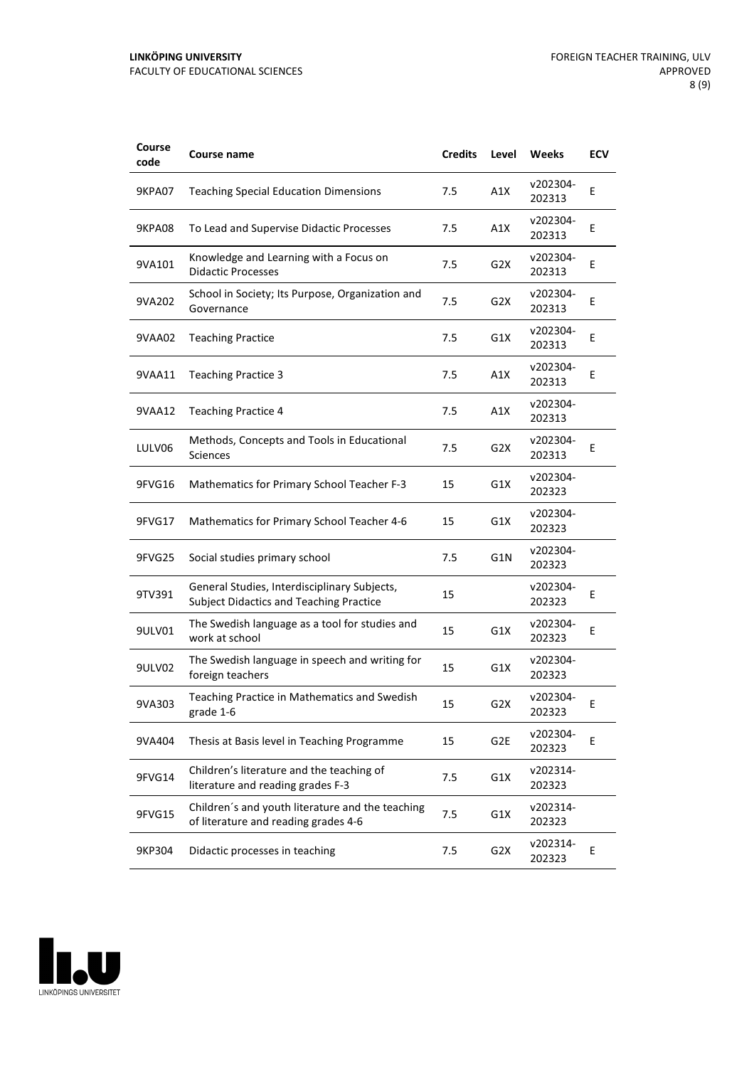| Course code | Course name | Credits | Level | Weeks | ECV |
|---|---|---|---|---|---|
| 9KPA07 | Teaching Special Education Dimensions | 7.5 | A1X | v202304-202313 | E |
| 9KPA08 | To Lead and Supervise Didactic Processes | 7.5 | A1X | v202304-202313 | E |
| 9VA101 | Knowledge and Learning with a Focus on Didactic Processes | 7.5 | G2X | v202304-202313 | E |
| 9VA202 | School in Society; Its Purpose, Organization and Governance | 7.5 | G2X | v202304-202313 | E |
| 9VAA02 | Teaching Practice | 7.5 | G1X | v202304-202313 | E |
| 9VAA11 | Teaching Practice 3 | 7.5 | A1X | v202304-202313 | E |
| 9VAA12 | Teaching Practice 4 | 7.5 | A1X | v202304-202313 | |
| LULV06 | Methods, Concepts and Tools in Educational Sciences | 7.5 | G2X | v202304-202313 | E |
| 9FVG16 | Mathematics for Primary School Teacher F-3 | 15 | G1X | v202304-202323 | |
| 9FVG17 | Mathematics for Primary School Teacher 4-6 | 15 | G1X | v202304-202323 | |
| 9FVG25 | Social studies primary school | 7.5 | G1N | v202304-202323 | |
| 9TV391 | General Studies, Interdisciplinary Subjects, Subject Didactics and Teaching Practice | 15 | | v202304-202323 | E |
| 9ULV01 | The Swedish language as a tool for studies and work at school | 15 | G1X | v202304-202323 | E |
| 9ULV02 | The Swedish language in speech and writing for foreign teachers | 15 | G1X | v202304-202323 | |
| 9VA303 | Teaching Practice in Mathematics and Swedish grade 1-6 | 15 | G2X | v202304-202323 | E |
| 9VA404 | Thesis at Basis level in Teaching Programme | 15 | G2E | v202304-202323 | E |
| 9FVG14 | Children's literature and the teaching of literature and reading grades F-3 | 7.5 | G1X | v202314-202323 | |
| 9FVG15 | Children´s and youth literature and the teaching of literature and reading grades 4-6 | 7.5 | G1X | v202314-202323 | |
| 9KP304 | Didactic processes in teaching | 7.5 | G2X | v202314-202323 | E |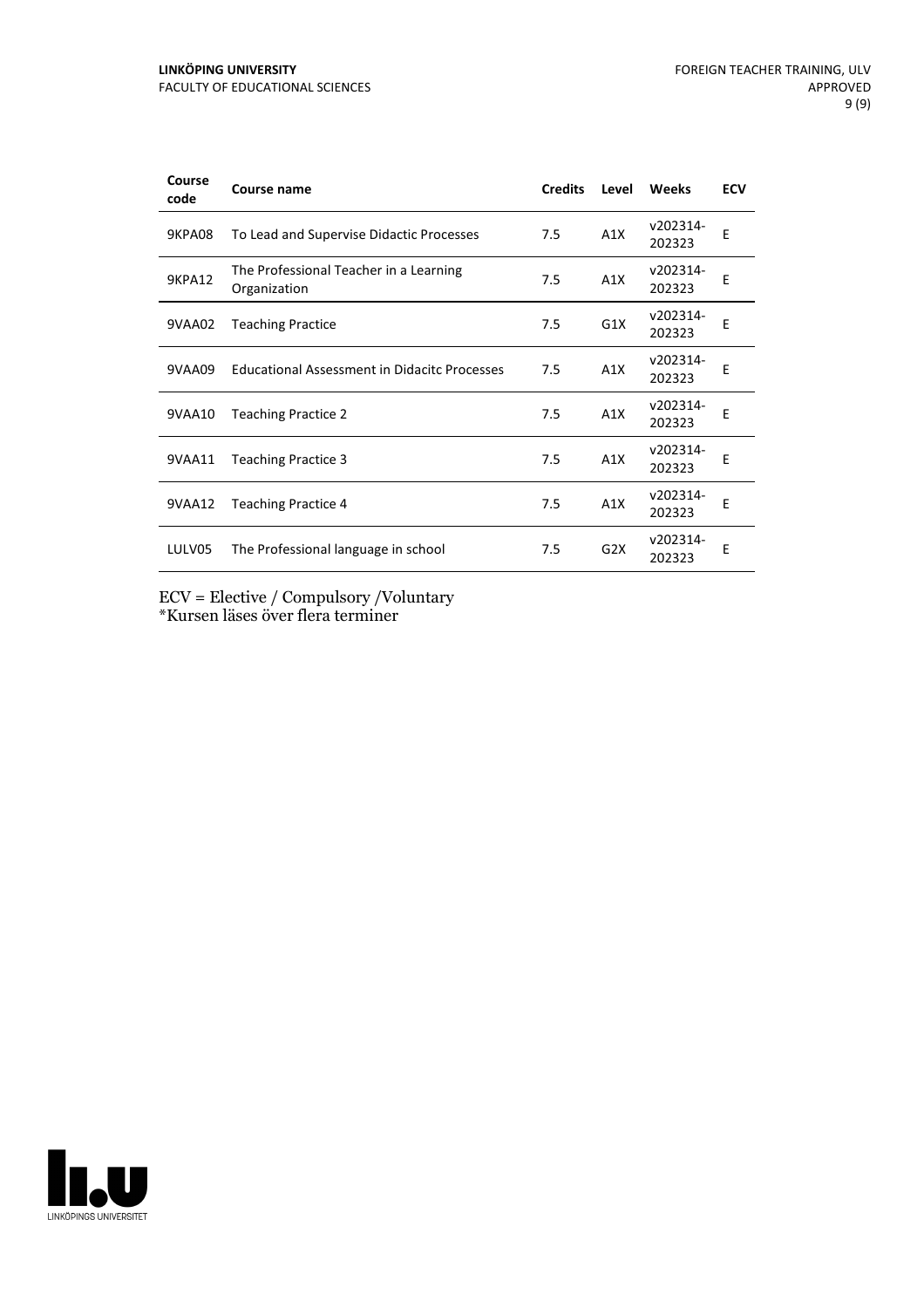| Course code | Course name | Credits | Level | Weeks | ECV |
|---|---|---|---|---|---|
| 9KPA08 | To Lead and Supervise Didactic Processes | 7.5 | A1X | v202314-202323 | E |
| 9KPA12 | The Professional Teacher in a Learning Organization | 7.5 | A1X | v202314-202323 | E |
| 9VAA02 | Teaching Practice | 7.5 | G1X | v202314-202323 | E |
| 9VAA09 | Educational Assessment in Didacitc Processes | 7.5 | A1X | v202314-202323 | E |
| 9VAA10 | Teaching Practice 2 | 7.5 | A1X | v202314-202323 | E |
| 9VAA11 | Teaching Practice 3 | 7.5 | A1X | v202314-202323 | E |
| 9VAA12 | Teaching Practice 4 | 7.5 | A1X | v202314-202323 | E |
| LULV05 | The Professional language in school | 7.5 | G2X | v202314-202323 | E |

ECV = Elective / Compulsory /Voluntary
*Kursen läses över flera terminer